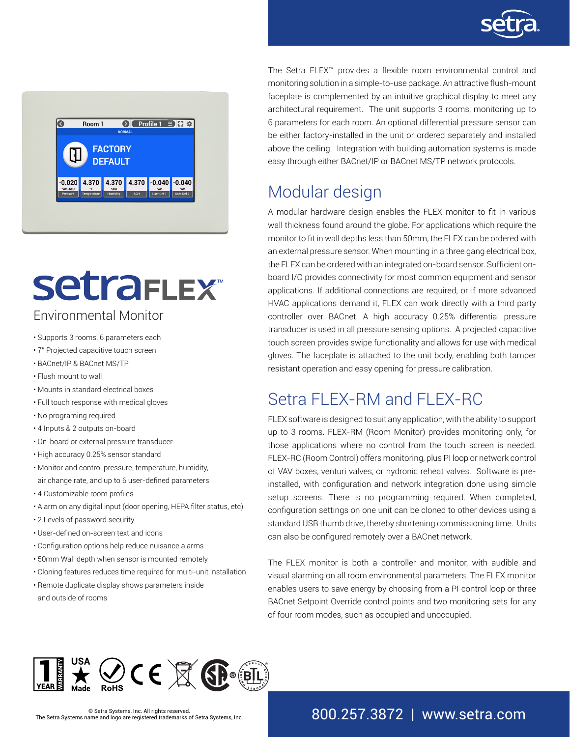# setraFLEX™

## Environmental Monitor

- Supports 3 rooms, 6 parameters each
- 7" Projected capacitive touch screen
- BACnet/IP & BACnet MS/TP
- Flush mount to wall
- Mounts in standard electrical boxes
- Full touch response with medical gloves
- No programing required
- 4 Inputs & 2 outputs on-board
- On-board or external pressure transducer
- High accuracy 0.25% sensor standard
- Monitor and control pressure, temperature, humidity, air change rate, and up to 6 user-defined parameters
- 4 Customizable room profiles
- Alarm on any digital input (door opening, HEPA filter status, etc)
- 2 Levels of password security
- User-defined on-screen text and icons
- Configuration options help reduce nuisance alarms
- 50mm Wall depth when sensor is mounted remotely
- Cloning features reduces time required for multi-unit installation
- Remote duplicate display shows parameters inside and outside of rooms

The Setra FLEX™ provides a flexible room environmental control and monitoring solution in a simple-to-use package. An attractive flush-mount faceplate is complemented by an intuitive graphical display to meet any architectural requirement. The unit supports 3 rooms, monitoring up to 6 parameters for each room. An optional differential pressure sensor can be either factory-installed in the unit or ordered separately and installed above the ceiling. Integration with building automation systems is made easy through either BACnet/IP or BACnet MS/TP network protocols.

## Modular design

A modular hardware design enables the FLEX monitor to fit in various wall thickness found around the globe. For applications which require the monitor to fit in wall depths less than 50mm, the FLEX can be ordered with an external pressure sensor. When mounting in a three gang electrical box, the FLEX can be ordered with an integrated on-board sensor. Sufficient on-board I/O provides connectivity for most common equipment and sensor applications. If additional connections are required, or if more advanced HVAC applications demand it, FLEX can work directly with a third party controller over BACnet. A high accuracy 0.25% differential pressure transducer is used in all pressure sensing options. A projected capacitive touch screen provides swipe functionality and allows for use with medical gloves. The faceplate is attached to the unit body, enabling both tamper resistant operation and easy opening for pressure calibration.

## Setra FLEX-RM and FLEX-RC

FLEX software is designed to suit any application, with the ability to support up to 3 rooms. FLEX-RM (Room Monitor) provides monitoring only, for those applications where no control from the touch screen is needed. FLEX-RC (Room Control) offers monitoring, plus PI loop or network control of VAV boxes, venturi valves, or hydronic reheat valves. Software is pre-installed, with configuration and network integration done using simple setup screens. There is no programming required. When completed, configuration settings on one unit can be cloned to other devices using a standard USB thumb drive, thereby shortening commissioning time. Units can also be configured remotely over a BACnet network.

The FLEX monitor is both a controller and monitor, with audible and visual alarming on all room environmental parameters. The FLEX monitor enables users to save energy by choosing from a PI control loop or three BACnet Setpoint Override control points and two monitoring sets for any of four room modes, such as occupied and unoccupied.

© Setra Systems, Inc. All rights reserved.
The Setra Systems name and logo are registered trademarks of Setra Systems, Inc.

800.257.3872 | www.setra.com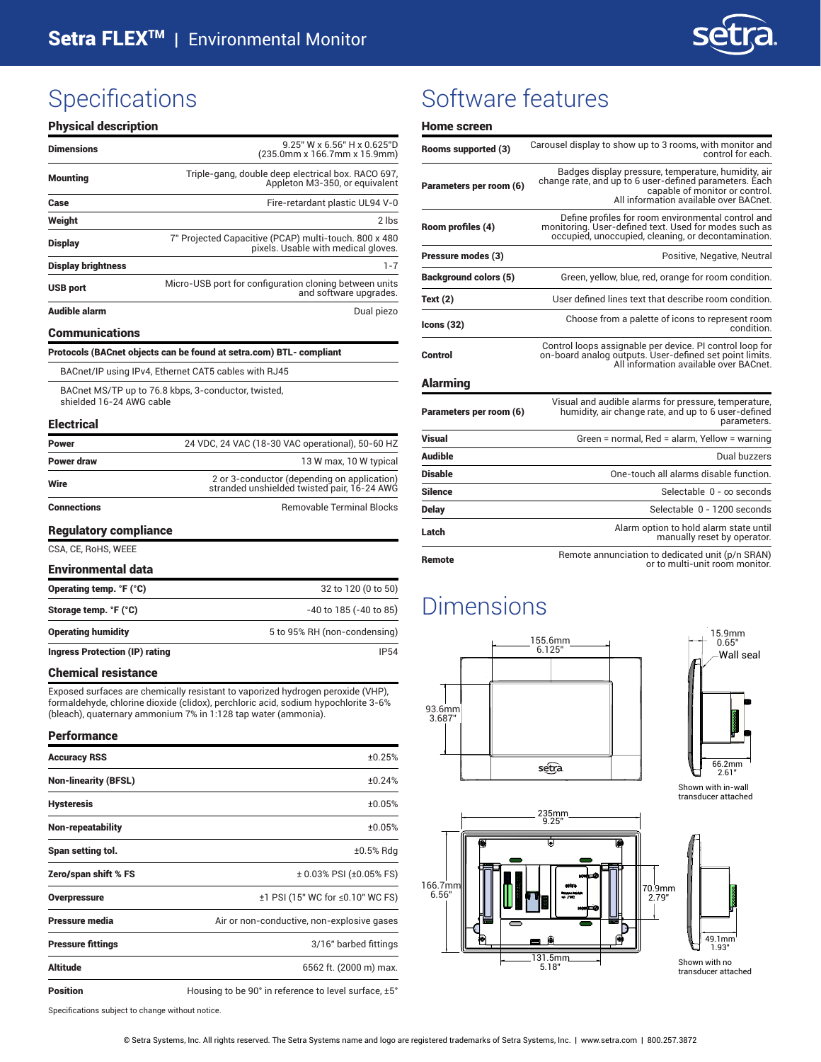# Specifications

## Physical description

| | |
|---|---|
| **Dimensions** | 9.25" W x 6.56" H x 0.625"D (235.0mm x 166.7mm x 15.9mm) |
| **Mounting** | Triple-gang, double deep electrical box. RACO 697, Appleton M3-350, or equivalent |
| **Case** | Fire-retardant plastic UL94 V-0 |
| **Weight** | 2 lbs |
| **Display** | 7" Projected Capacitive (PCAP) multi-touch. 800 x 480 pixels. Usable with medical gloves. |
| **Display brightness** | 1-7 |
| **USB port** | Micro-USB port for configuration cloning between units and software upgrades. |
| **Audible alarm** | Dual piezo |

## Communications

**Protocols (BACnet objects can be found at setra.com) BTL- compliant**

- BACnet/IP using IPv4, Ethernet CAT5 cables with RJ45
- BACnet MS/TP up to 76.8 kbps, 3-conductor, twisted, shielded 16-24 AWG cable

## Electrical

| | |
|---|---|
| **Power** | 24 VDC, 24 VAC (18-30 VAC operational), 50-60 HZ |
| **Power draw** | 13 W max, 10 W typical |
| **Wire** | 2 or 3-conductor (depending on application) stranded unshielded twisted pair, 16-24 AWG |
| **Connections** | Removable Terminal Blocks |

## Regulatory compliance

CSA, CE, RoHS, WEEE

## Environmental data

| | |
|---|---|
| **Operating temp. °F (°C)** | 32 to 120 (0 to 50) |
| **Storage temp. °F (°C)** | -40 to 185 (-40 to 85) |
| **Operating humidity** | 5 to 95% RH (non-condensing) |
| **Ingress Protection (IP) rating** | IP54 |

## Chemical resistance

Exposed surfaces are chemically resistant to vaporized hydrogen peroxide (VHP), formaldehyde, chlorine dioxide (clidox), perchloric acid, sodium hypochlorite 3-6% (bleach), quaternary ammonium 7% in 1:128 tap water (ammonia).

## Performance

| | |
|---|---|
| **Accuracy RSS** | ±0.25% |
| **Non-linearity (BFSL)** | ±0.24% |
| **Hysteresis** | ±0.05% |
| **Non-repeatability** | ±0.05% |
| **Span setting tol.** | ±0.5% Rdg |
| **Zero/span shift % FS** | ± 0.03% PSI (±0.05% FS) |
| **Overpressure** | ±1 PSI (15" WC for ≤0.10" WC FS) |
| **Pressure media** | Air or non-conductive, non-explosive gases |
| **Pressure fittings** | 3/16" barbed fittings |
| **Altitude** | 6562 ft. (2000 m) max. |
| **Position** | Housing to be 90° in reference to level surface, ±5° |

Specifications subject to change without notice.

# Software features

## Home screen

| | |
|---|---|
| **Rooms supported (3)** | Carousel display to show up to 3 rooms, with monitor and control for each. |
| **Parameters per room (6)** | Badges display pressure, temperature, humidity, air change rate, and up to 6 user-defined parameters. Each capable of monitor or control. All information available over BACnet. |
| **Room profiles (4)** | Define profiles for room environmental control and monitoring. User-defined text. Used for modes such as occupied, unoccupied, cleaning, or decontamination. |
| **Pressure modes (3)** | Positive, Negative, Neutral |
| **Background colors (5)** | Green, yellow, blue, red, orange for room condition. |
| **Text (2)** | User defined lines text that describe room condition. |
| **Icons (32)** | Choose from a palette of icons to represent room condition. |
| **Control** | Control loops assignable per device. PI control loop for on-board analog outputs. User-defined set point limits. All information available over BACnet. |

## Alarming

| | |
|---|---|
| **Parameters per room (6)** | Visual and audible alarms for pressure, temperature, humidity, air change rate, and up to 6 user-defined parameters. |
| **Visual** | Green = normal, Red = alarm, Yellow = warning |
| **Audible** | Dual buzzers |
| **Disable** | One-touch all alarms disable function. |
| **Silence** | Selectable 0 - ∞ seconds |
| **Delay** | Selectable 0 - 1200 seconds |
| **Latch** | Alarm option to hold alarm state until manually reset by operator. |
| **Remote** | Remote annunciation to dedicated unit (p/n SRAN) or to multi-unit room monitor. |

# Dimensions

155.6mm 6.125"; 93.6mm 3.687"; 15.9mm 0.65"; Wall seal; 66.2mm 2.61"

Shown with in-wall transducer attached

235mm 9.25"; 166.7mm 6.56"; 70.9mm 2.79"; 131.5mm 5.18"; 49.1mm 1.93"

Shown with no transducer attached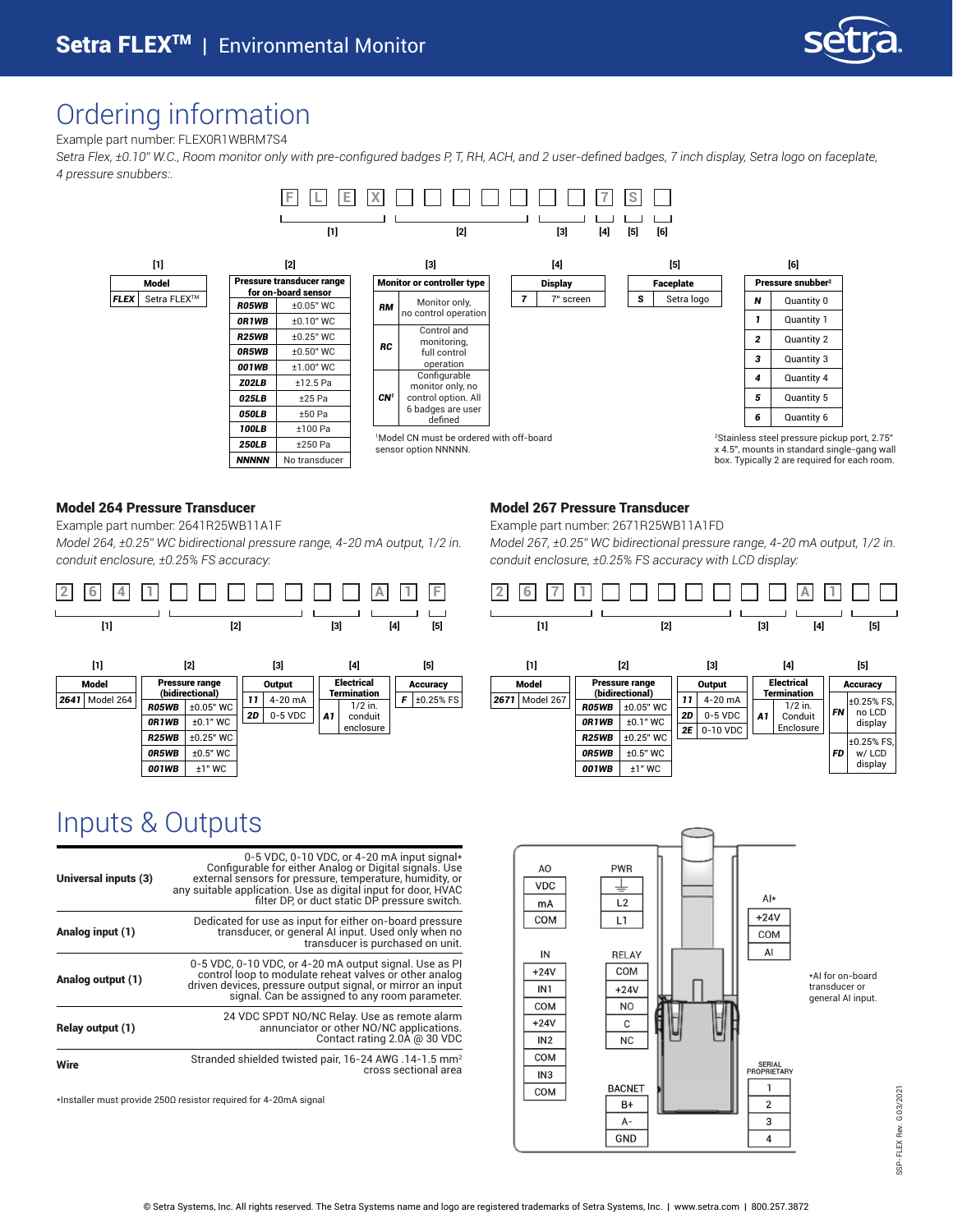## Ordering information

Example part number: FLEX0R1WBRM7S4

*Setra Flex, ±0.10" W.C., Room monitor only with pre-configured badges P, T, RH, ACH, and 2 user-defined badges, 7 inch display, Setra logo on faceplate, 4 pressure snubbers:.*

F L E X [ ][ ][ ][ ][ ] [ ][ ] 7 S [ ]

[1] [2] [3] [4] [5] [6]

**[1]**

| Model | |
|---|---|
| **FLEX** | Setra FLEX™ |

**[2]**

| Pressure transducer range for on-board sensor | |
|---|---|
| **R05WB** | ±0.05" WC |
| **0R1WB** | ±0.10" WC |
| **R25WB** | ±0.25" WC |
| **0R5WB** | ±0.50" WC |
| **001WB** | ±1.00" WC |
| **Z02LB** | ±12.5 Pa |
| **025LB** | ±25 Pa |
| **050LB** | ±50 Pa |
| **100LB** | ±100 Pa |
| **250LB** | ±250 Pa |
| **NNNNN** | No transducer |

**[3]**

| Monitor or controller type | |
|---|---|
| **RM** | Monitor only, no control operation |
| **RC** | Control and monitoring, full control operation |
| **CN**[1] | Configurable monitor only, no control option. All 6 badges are user defined |

[1]Model CN must be ordered with off-board sensor option NNNNN.

**[4]**

| Display | |
|---|---|
| **7** | 7" screen |

**[5]**

| Faceplate | |
|---|---|
| **S** | Setra logo |

**[6]**

| Pressure snubber[2] | |
|---|---|
| **N** | Quantity 0 |
| **1** | Quantity 1 |
| **2** | Quantity 2 |
| **3** | Quantity 3 |
| **4** | Quantity 4 |
| **5** | Quantity 5 |
| **6** | Quantity 6 |

[2]Stainless steel pressure pickup port, 2.75" x 4.5", mounts in standard single-gang wall box. Typically 2 are required for each room.

### Model 264 Pressure Transducer

Example part number: 2641R25WB11A1F

*Model 264, ±0.25" WC bidirectional pressure range, 4-20 mA output, 1/2 in. conduit enclosure, ±0.25% FS accuracy:*

2 6 4 1 [ ][ ][ ][ ][ ] [ ][ ] A 1 F

[1] [2] [3] [4] [5]

**[1]**

| Model | |
|---|---|
| **2641** | Model 264 |

**[2]**

| Pressure range (bidirectional) | |
|---|---|
| **R05WB** | ±0.05" WC |
| **0R1WB** | ±0.1" WC |
| **R25WB** | ±0.25" WC |
| **0R5WB** | ±0.5" WC |
| **001WB** | ±1" WC |

**[3]**

| Output | |
|---|---|
| **11** | 4-20 mA |
| **2D** | 0-5 VDC |

**[4]**

| Electrical Termination | |
|---|---|
| **A1** | 1/2 in. conduit enclosure |

**[5]**

| Accuracy | |
|---|---|
| **F** | ±0.25% FS |

### Model 267 Pressure Transducer

Example part number: 2671R25WB11A1FD

*Model 267, ±0.25" WC bidirectional pressure range, 4-20 mA output, 1/2 in. conduit enclosure, ±0.25% FS accuracy with LCD display:*

2 6 7 1 [ ][ ][ ][ ][ ] [ ][ ] A 1 [ ][ ]

[1] [2] [3] [4] [5]

**[1]**

| Model | |
|---|---|
| **2671** | Model 267 |

**[2]**

| Pressure range (bidirectional) | |
|---|---|
| **R05WB** | ±0.05" WC |
| **0R1WB** | ±0.1" WC |
| **R25WB** | ±0.25" WC |
| **0R5WB** | ±0.5" WC |
| **001WB** | ±1" WC |

**[3]**

| Output | |
|---|---|
| **11** | 4-20 mA |
| **2D** | 0-5 VDC |
| **2E** | 0-10 VDC |

**[4]**

| Electrical Termination | |
|---|---|
| **A1** | 1/2 in. Conduit Enclosure |

**[5]**

| Accuracy | |
|---|---|
| **FN** | ±0.25% FS, no LCD display |
| **FD** | ±0.25% FS, w/ LCD display |

## Inputs & Outputs

| | |
|---|---|
| **Universal inputs (3)** | 0-5 VDC, 0-10 VDC, or 4-20 mA input signal* Configurable for either Analog or Digital signals. Use external sensors for pressure, temperature, humidity, or any suitable application. Use as digital input for door, HVAC filter DP, or duct static DP pressure switch. |
| **Analog input (1)** | Dedicated for use as input for either on-board pressure transducer, or general AI input. Used only when no transducer is purchased on unit. |
| **Analog output (1)** | 0-5 VDC, 0-10 VDC, or 4-20 mA output signal. Use as PI control loop to modulate reheat valves or other analog driven devices, pressure output signal, or mirror an input signal. Can be assigned to any room parameter. |
| **Relay output (1)** | 24 VDC SPDT NO/NC Relay. Use as remote alarm annunciator or other NO/NC applications. Contact rating 2.0A @ 30 VDC |
| **Wire** | Stranded shielded twisted pair, 16-24 AWG .14-1.5 mm² cross sectional area |

*Installer must provide 250Ω resistor required for 4-20mA signal

AO: VDC, mA, COM
PWR: ⏚, L2, L1
IN: +24V, IN1, COM, +24V, IN2, COM, IN3, COM
RELAY: COM, +24V, NO, C, NC
BACNET: B+, A-, GND
AI*: +24V, COM, AI
SERIAL PROPRIETARY: 1, 2, 3, 4

*AI for on-board transducer or general AI input.

SSP-FLEX Rev. G 03/2021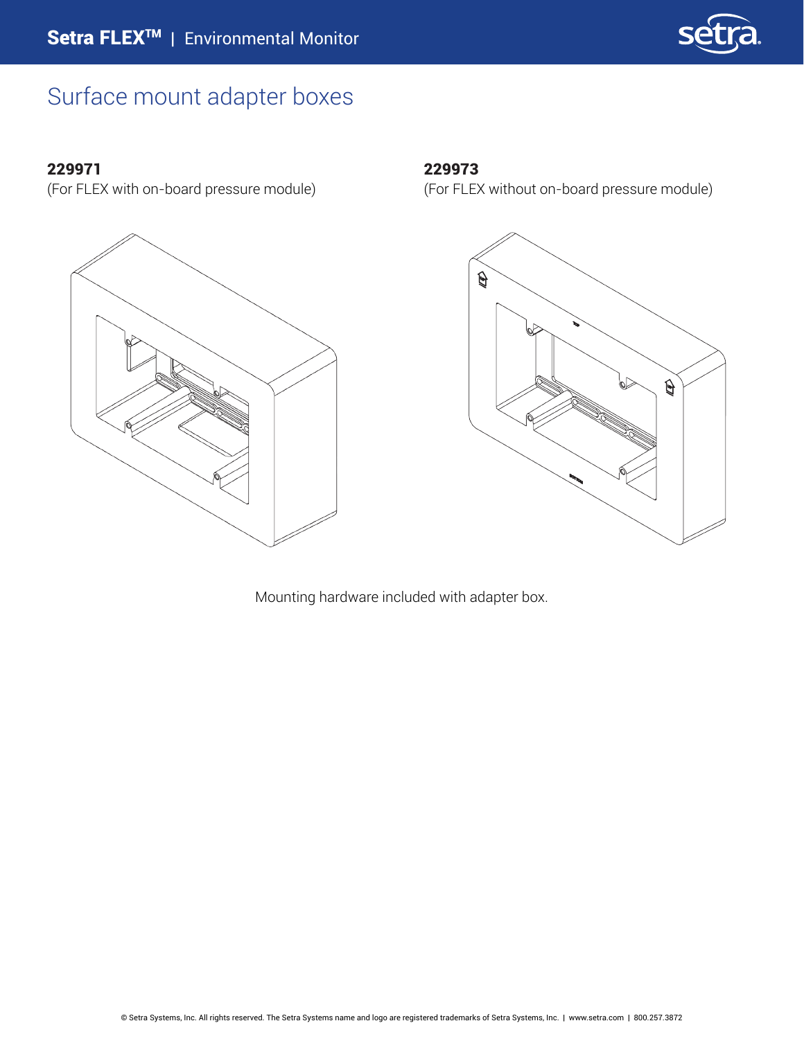# Surface mount adapter boxes

**229971**
(For FLEX with on-board pressure module)

**229973**
(For FLEX without on-board pressure module)

Mounting hardware included with adapter box.